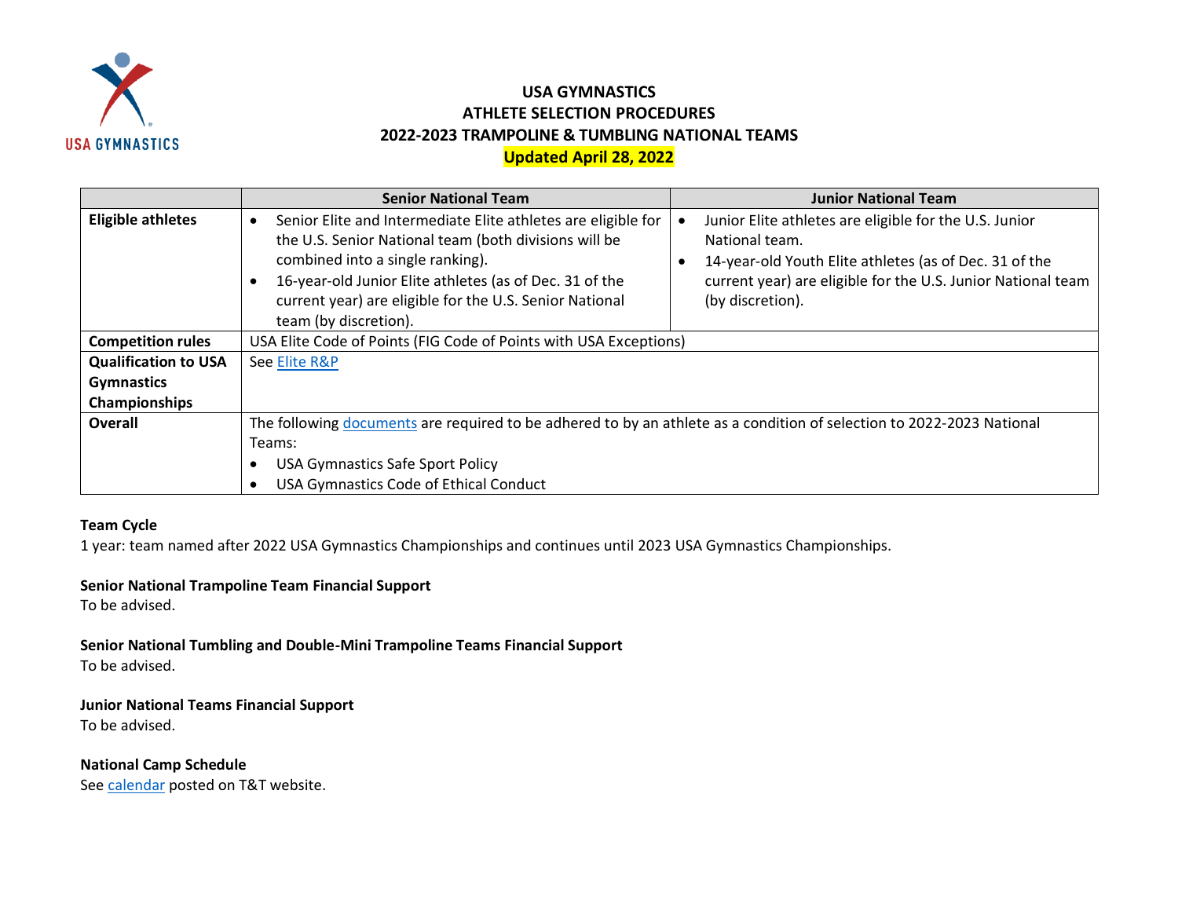# USA GYMNASTICS
## ATHLETE SELECTION PROCEDURES
## 2022-2023 TRAMPOLINE & TUMBLING NATIONAL TEAMS
**Updated April 28, 2022**

| | Senior National Team | Junior National Team |
|---|---|---|
| **Eligible athletes** | • Senior Elite and Intermediate Elite athletes are eligible for the U.S. Senior National team (both divisions will be combined into a single ranking).<br>• 16-year-old Junior Elite athletes (as of Dec. 31 of the current year) are eligible for the U.S. Senior National team (by discretion). | • Junior Elite athletes are eligible for the U.S. Junior National team.<br>• 14-year-old Youth Elite athletes (as of Dec. 31 of the current year) are eligible for the U.S. Junior National team (by discretion). |
| **Competition rules** | USA Elite Code of Points (FIG Code of Points with USA Exceptions) | |
| **Qualification to USA Gymnastics Championships** | See Elite R&P | |
| **Overall** | The following documents are required to be adhered to by an athlete as a condition of selection to 2022-2023 National Teams:<br>• USA Gymnastics Safe Sport Policy<br>• USA Gymnastics Code of Ethical Conduct | |

**Team Cycle**
1 year: team named after 2022 USA Gymnastics Championships and continues until 2023 USA Gymnastics Championships.

**Senior National Trampoline Team Financial Support**
To be advised.

**Senior National Tumbling and Double-Mini Trampoline Teams Financial Support**
To be advised.

**Junior National Teams Financial Support**
To be advised.

**National Camp Schedule**
See calendar posted on T&T website.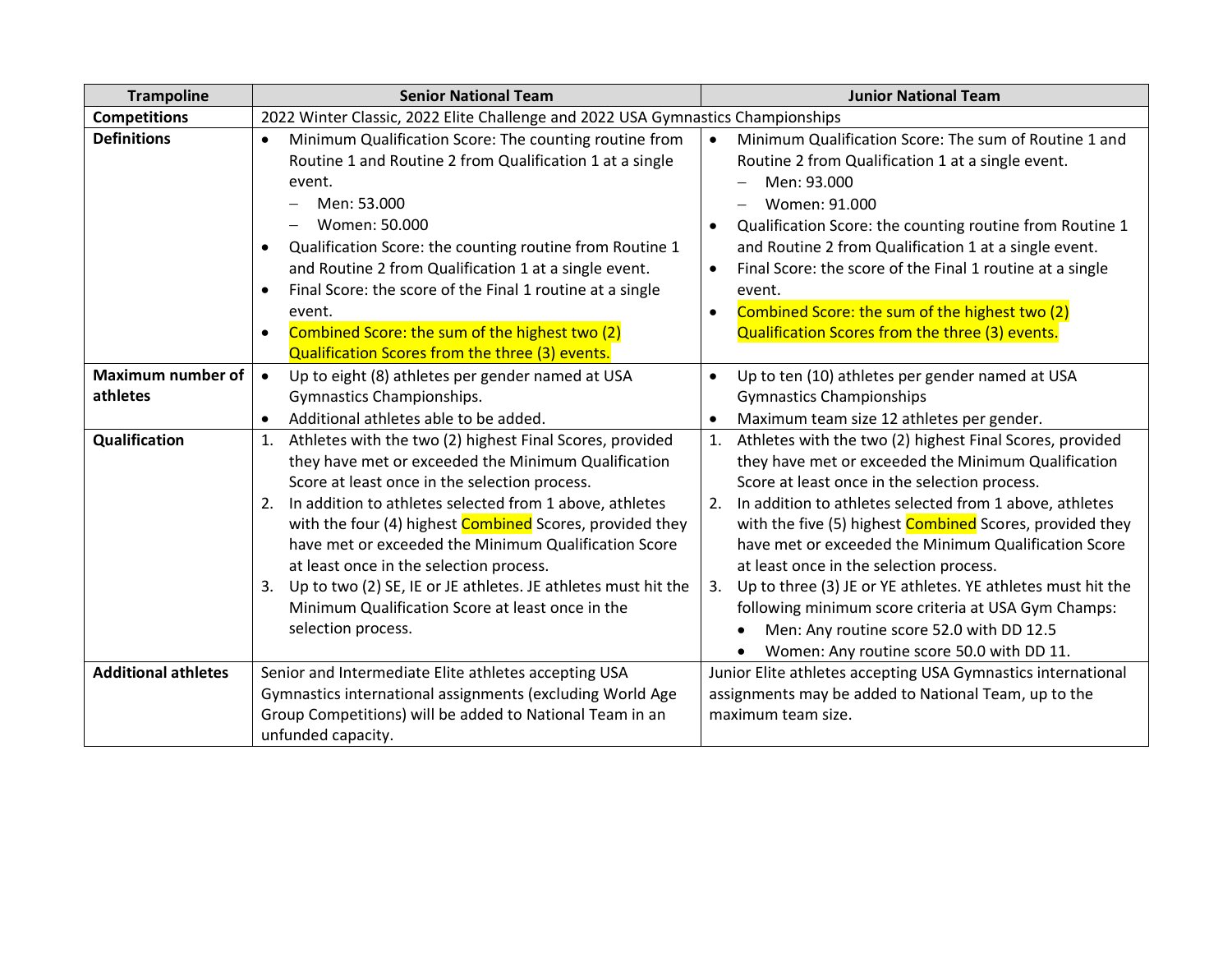| Trampoline | Senior National Team | Junior National Team |
|---|---|---|
| **Competitions** | 2022 Winter Classic, 2022 Elite Challenge and 2022 USA Gymnastics Championships | |
| **Definitions** | • Minimum Qualification Score: The counting routine from Routine 1 and Routine 2 from Qualification 1 at a single event.<br>– Men: 53.000<br>– Women: 50.000<br>• Qualification Score: the counting routine from Routine 1 and Routine 2 from Qualification 1 at a single event.<br>• Final Score: the score of the Final 1 routine at a single event.<br>• Combined Score: the sum of the highest two (2) Qualification Scores from the three (3) events. | • Minimum Qualification Score: The sum of Routine 1 and Routine 2 from Qualification 1 at a single event.<br>– Men: 93.000<br>– Women: 91.000<br>• Qualification Score: the counting routine from Routine 1 and Routine 2 from Qualification 1 at a single event.<br>• Final Score: the score of the Final 1 routine at a single event.<br>• Combined Score: the sum of the highest two (2) Qualification Scores from the three (3) events. |
| **Maximum number of athletes** | • Up to eight (8) athletes per gender named at USA Gymnastics Championships.<br>• Additional athletes able to be added. | • Up to ten (10) athletes per gender named at USA Gymnastics Championships<br>• Maximum team size 12 athletes per gender. |
| **Qualification** | 1. Athletes with the two (2) highest Final Scores, provided they have met or exceeded the Minimum Qualification Score at least once in the selection process.<br>2. In addition to athletes selected from 1 above, athletes with the four (4) highest Combined Scores, provided they have met or exceeded the Minimum Qualification Score at least once in the selection process.<br>3. Up to two (2) SE, IE or JE athletes. JE athletes must hit the Minimum Qualification Score at least once in the selection process. | 1. Athletes with the two (2) highest Final Scores, provided they have met or exceeded the Minimum Qualification Score at least once in the selection process.<br>2. In addition to athletes selected from 1 above, athletes with the five (5) highest Combined Scores, provided they have met or exceeded the Minimum Qualification Score at least once in the selection process.<br>3. Up to three (3) JE or YE athletes. YE athletes must hit the following minimum score criteria at USA Gym Champs:<br>• Men: Any routine score 52.0 with DD 12.5<br>• Women: Any routine score 50.0 with DD 11. |
| **Additional athletes** | Senior and Intermediate Elite athletes accepting USA Gymnastics international assignments (excluding World Age Group Competitions) will be added to National Team in an unfunded capacity. | Junior Elite athletes accepting USA Gymnastics international assignments may be added to National Team, up to the maximum team size. |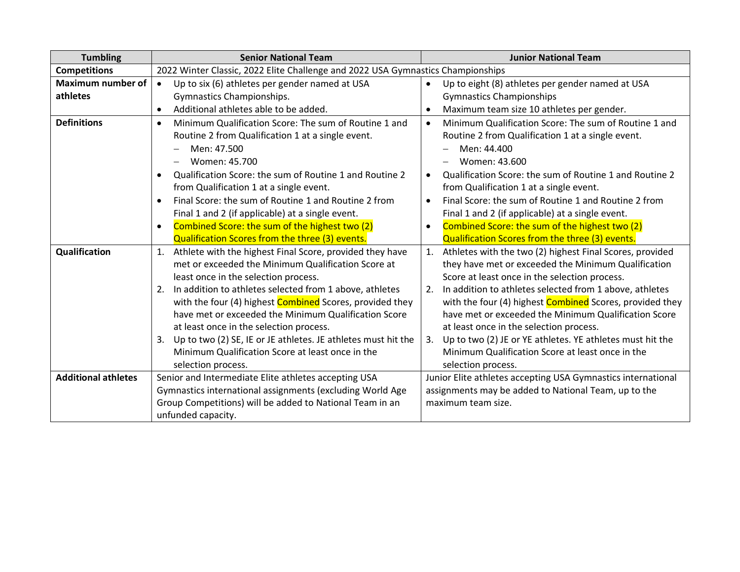| Tumbling | Senior National Team | Junior National Team |
| --- | --- | --- |
| **Competitions** | 2022 Winter Classic, 2022 Elite Challenge and 2022 USA Gymnastics Championships | |
| **Maximum number of athletes** | • Up to six (6) athletes per gender named at USA Gymnastics Championships.<br>• Additional athletes able to be added. | • Up to eight (8) athletes per gender named at USA Gymnastics Championships<br>• Maximum team size 10 athletes per gender. |
| **Definitions** | • Minimum Qualification Score: The sum of Routine 1 and Routine 2 from Qualification 1 at a single event.<br>  – Men: 47.500<br>  – Women: 45.700<br>• Qualification Score: the sum of Routine 1 and Routine 2 from Qualification 1 at a single event.<br>• Final Score: the sum of Routine 1 and Routine 2 from Final 1 and 2 (if applicable) at a single event.<br>• Combined Score: the sum of the highest two (2) Qualification Scores from the three (3) events. | • Minimum Qualification Score: The sum of Routine 1 and Routine 2 from Qualification 1 at a single event.<br>  – Men: 44.400<br>  – Women: 43.600<br>• Qualification Score: the sum of Routine 1 and Routine 2 from Qualification 1 at a single event.<br>• Final Score: the sum of Routine 1 and Routine 2 from Final 1 and 2 (if applicable) at a single event.<br>• Combined Score: the sum of the highest two (2) Qualification Scores from the three (3) events. |
| **Qualification** | 1. Athlete with the highest Final Score, provided they have met or exceeded the Minimum Qualification Score at least once in the selection process.<br>2. In addition to athletes selected from 1 above, athletes with the four (4) highest Combined Scores, provided they have met or exceeded the Minimum Qualification Score at least once in the selection process.<br>3. Up to two (2) SE, IE or JE athletes. JE athletes must hit the Minimum Qualification Score at least once in the selection process. | 1. Athletes with the two (2) highest Final Scores, provided they have met or exceeded the Minimum Qualification Score at least once in the selection process.<br>2. In addition to athletes selected from 1 above, athletes with the four (4) highest Combined Scores, provided they have met or exceeded the Minimum Qualification Score at least once in the selection process.<br>3. Up to two (2) JE or YE athletes. YE athletes must hit the Minimum Qualification Score at least once in the selection process. |
| **Additional athletes** | Senior and Intermediate Elite athletes accepting USA Gymnastics international assignments (excluding World Age Group Competitions) will be added to National Team in an unfunded capacity. | Junior Elite athletes accepting USA Gymnastics international assignments may be added to National Team, up to the maximum team size. |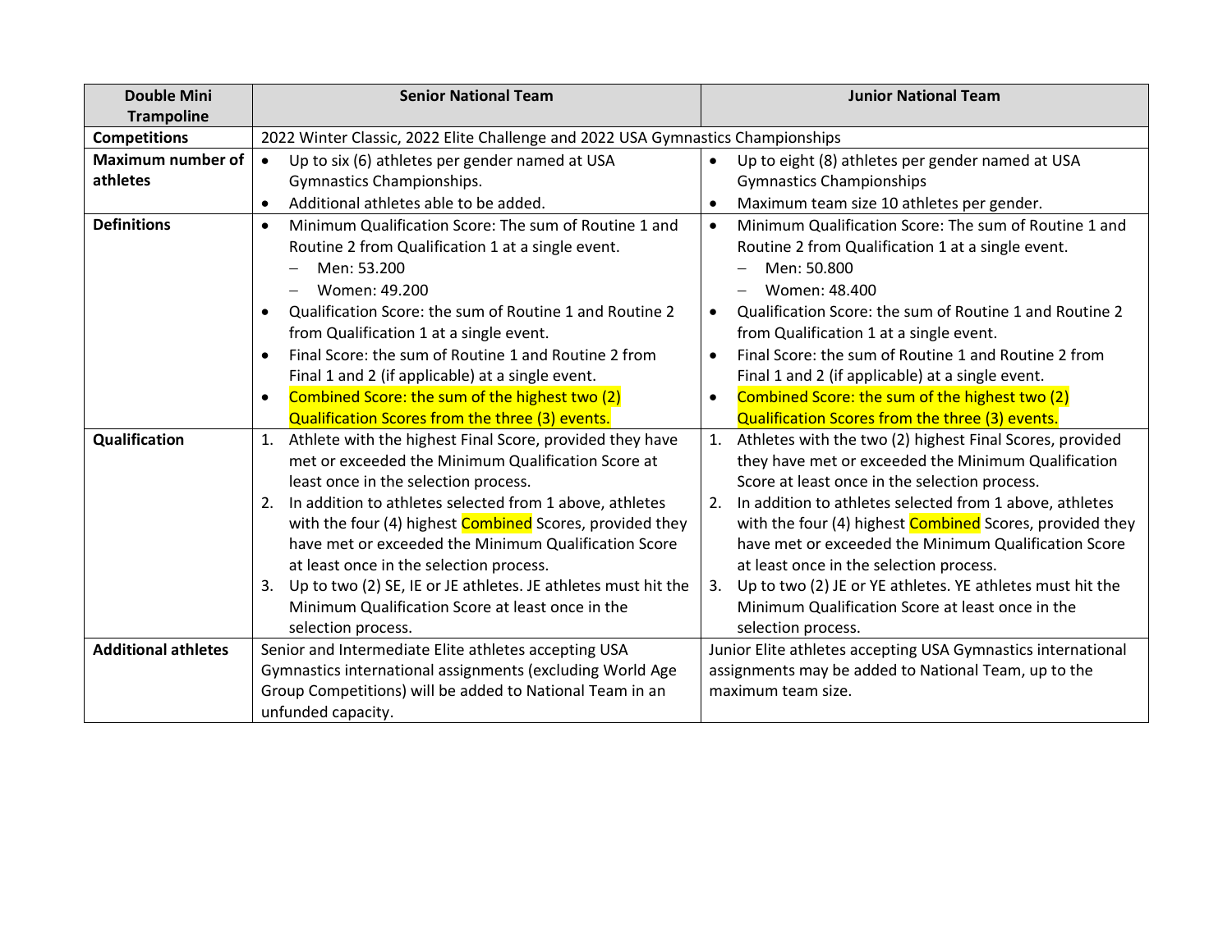| Double Mini Trampoline | Senior National Team | Junior National Team |
|---|---|---|
| **Competitions** | 2022 Winter Classic, 2022 Elite Challenge and 2022 USA Gymnastics Championships | |
| **Maximum number of athletes** | • Up to six (6) athletes per gender named at USA Gymnastics Championships.<br>• Additional athletes able to be added. | • Up to eight (8) athletes per gender named at USA Gymnastics Championships<br>• Maximum team size 10 athletes per gender. |
| **Definitions** | • Minimum Qualification Score: The sum of Routine 1 and Routine 2 from Qualification 1 at a single event.<br>– Men: 53.200<br>– Women: 49.200<br>• Qualification Score: the sum of Routine 1 and Routine 2 from Qualification 1 at a single event.<br>• Final Score: the sum of Routine 1 and Routine 2 from Final 1 and 2 (if applicable) at a single event.<br>• Combined Score: the sum of the highest two (2) Qualification Scores from the three (3) events. | • Minimum Qualification Score: The sum of Routine 1 and Routine 2 from Qualification 1 at a single event.<br>– Men: 50.800<br>– Women: 48.400<br>• Qualification Score: the sum of Routine 1 and Routine 2 from Qualification 1 at a single event.<br>• Final Score: the sum of Routine 1 and Routine 2 from Final 1 and 2 (if applicable) at a single event.<br>• Combined Score: the sum of the highest two (2) Qualification Scores from the three (3) events. |
| **Qualification** | 1. Athlete with the highest Final Score, provided they have met or exceeded the Minimum Qualification Score at least once in the selection process.<br>2. In addition to athletes selected from 1 above, athletes with the four (4) highest Combined Scores, provided they have met or exceeded the Minimum Qualification Score at least once in the selection process.<br>3. Up to two (2) SE, IE or JE athletes. JE athletes must hit the Minimum Qualification Score at least once in the selection process. | 1. Athletes with the two (2) highest Final Scores, provided they have met or exceeded the Minimum Qualification Score at least once in the selection process.<br>2. In addition to athletes selected from 1 above, athletes with the four (4) highest Combined Scores, provided they have met or exceeded the Minimum Qualification Score at least once in the selection process.<br>3. Up to two (2) JE or YE athletes. YE athletes must hit the Minimum Qualification Score at least once in the selection process. |
| **Additional athletes** | Senior and Intermediate Elite athletes accepting USA Gymnastics international assignments (excluding World Age Group Competitions) will be added to National Team in an unfunded capacity. | Junior Elite athletes accepting USA Gymnastics international assignments may be added to National Team, up to the maximum team size. |